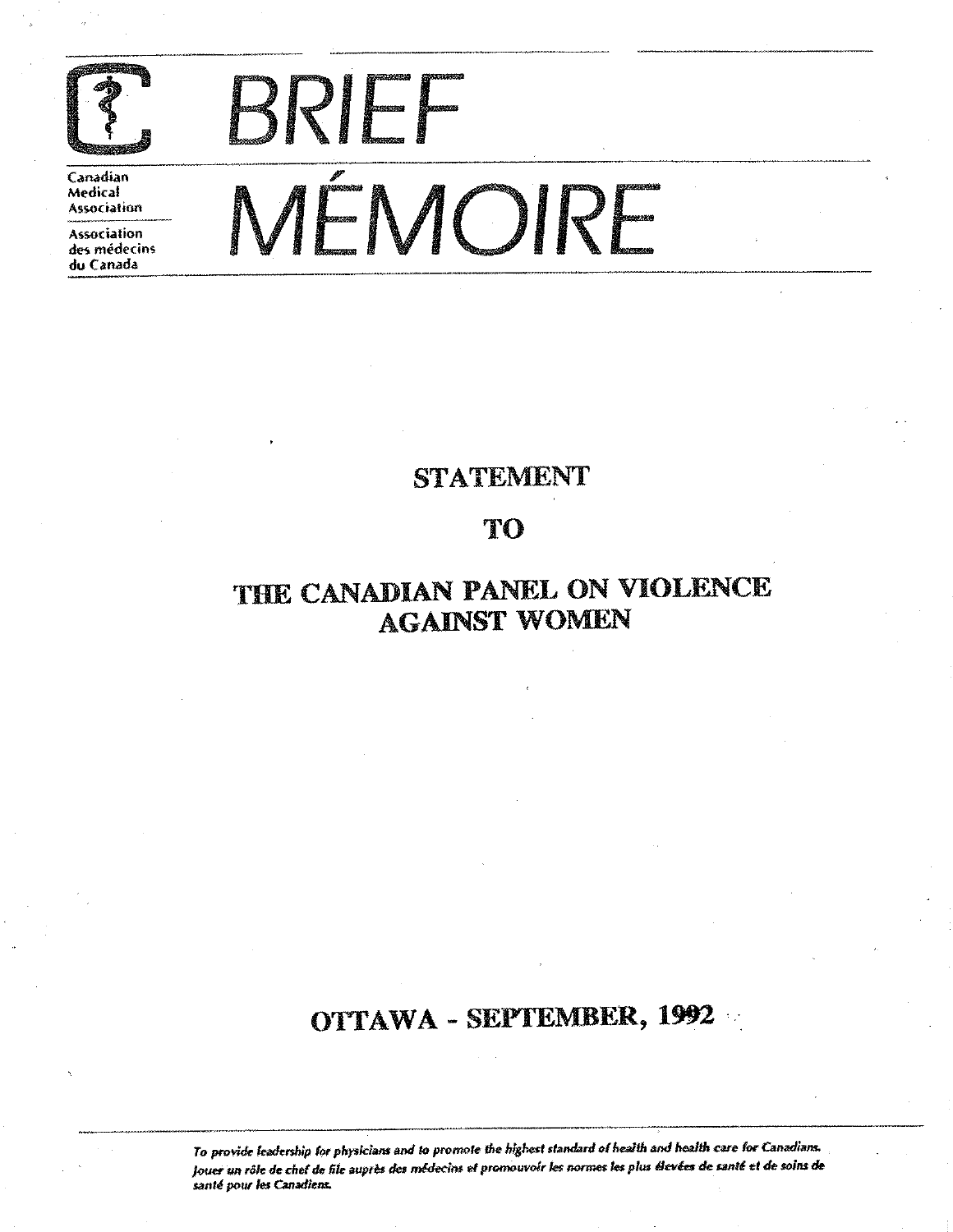Canadian Medical Association

Association des médecins du Canada

# BRIEF MÉMOIRE

## STATEMENT

## TO

## THE CANADIAN PANEL ON VIOLENCE AGAINST WOMEN

## OTTAWA - SEPTEMBER, 1992

*To provide leadership for physicians and to promote the highest standard of health and health care for Canadians.*
*Jouer un rôle de chef de file auprès des médecins et promouvoir les normes les plus élevées de santé et de soins de santé pour les Canadiens.*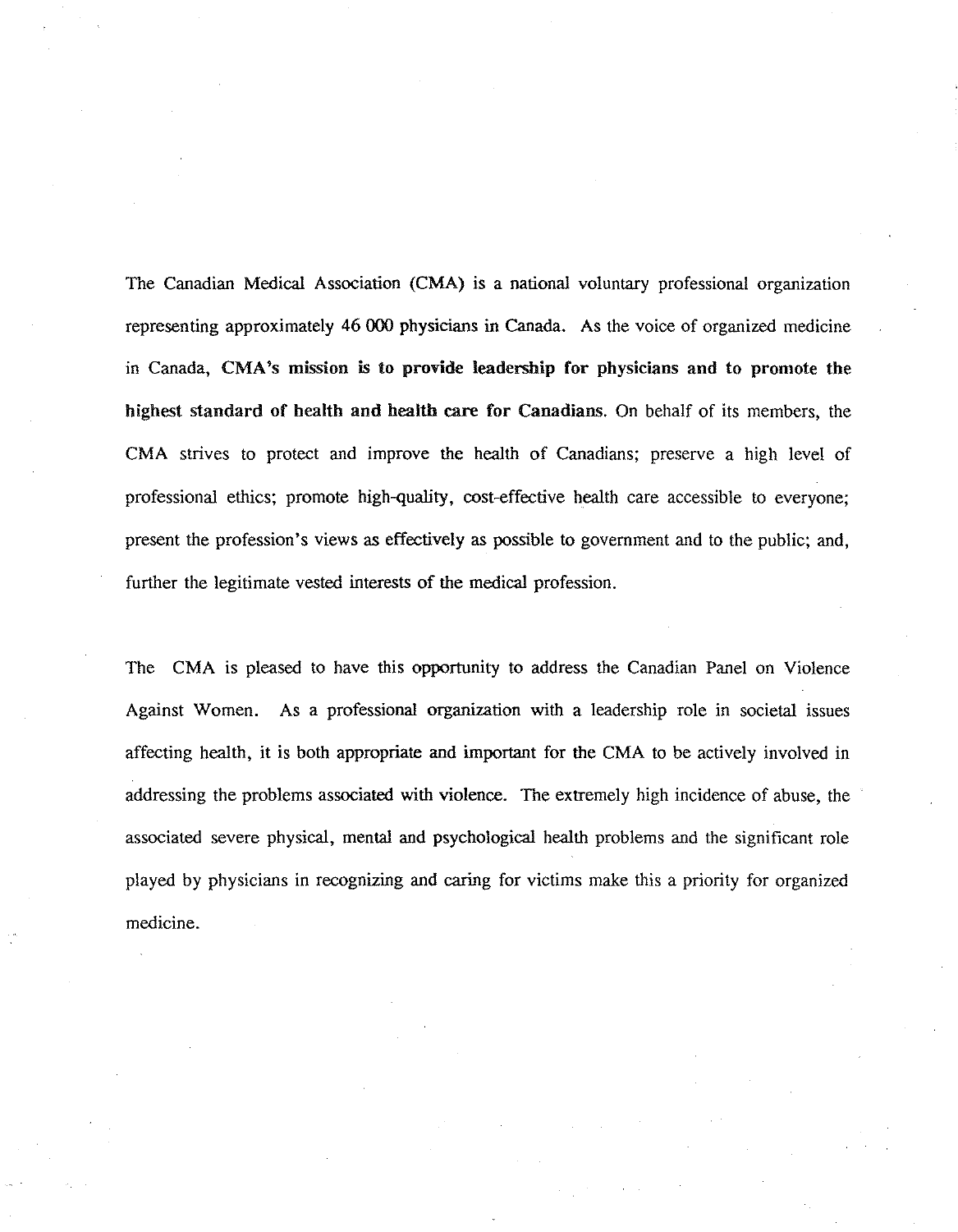The Canadian Medical Association (CMA) is a national voluntary professional organization representing approximately 46 000 physicians in Canada. As the voice of organized medicine in Canada, **CMA's mission is to provide leadership for physicians and to promote the highest standard of health and health care for Canadians.** On behalf of its members, the CMA strives to protect and improve the health of Canadians; preserve a high level of professional ethics; promote high-quality, cost-effective health care accessible to everyone; present the profession's views as effectively as possible to government and to the public; and, further the legitimate vested interests of the medical profession.

The CMA is pleased to have this opportunity to address the Canadian Panel on Violence Against Women. As a professional organization with a leadership role in societal issues affecting health, it is both appropriate and important for the CMA to be actively involved in addressing the problems associated with violence. The extremely high incidence of abuse, the associated severe physical, mental and psychological health problems and the significant role played by physicians in recognizing and caring for victims make this a priority for organized medicine.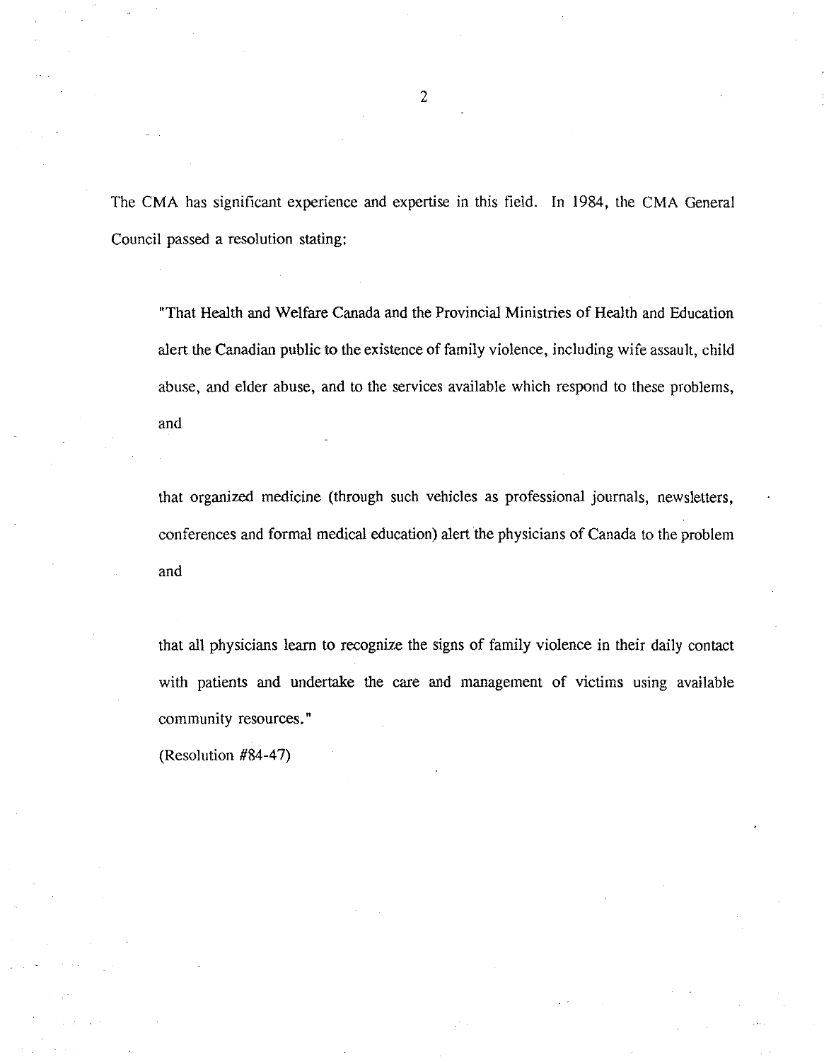The CMA has significant experience and expertise in this field. In 1984, the CMA General Council passed a resolution stating:

> "That Health and Welfare Canada and the Provincial Ministries of Health and Education alert the Canadian public to the existence of family violence, including wife assault, child abuse, and elder abuse, and to the services available which respond to these problems, and
>
> that organized medicine (through such vehicles as professional journals, newsletters, conferences and formal medical education) alert the physicians of Canada to the problem and
>
> that all physicians learn to recognize the signs of family violence in their daily contact with patients and undertake the care and management of victims using available community resources."
>
> (Resolution #84-47)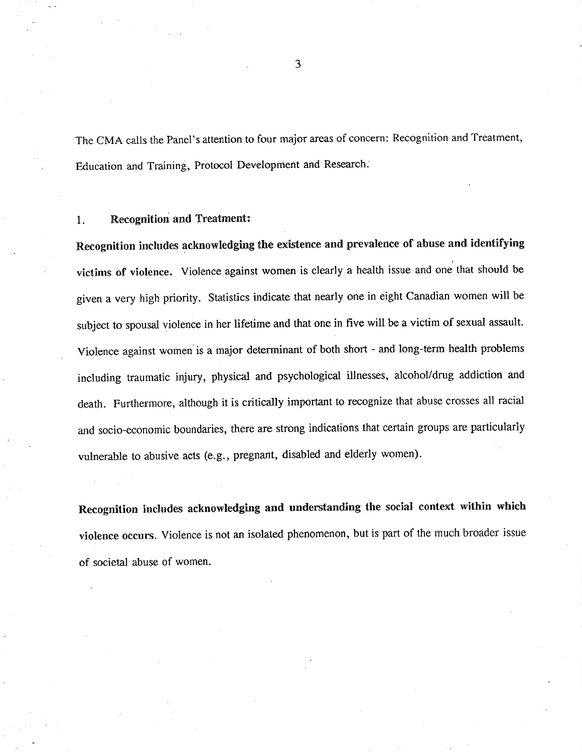The CMA calls the Panel's attention to four major areas of concern: Recognition and Treatment, Education and Training, Protocol Development and Research.

## 1. Recognition and Treatment:

**Recognition includes acknowledging the existence and prevalence of abuse and identifying victims of violence.** Violence against women is clearly a health issue and one that should be given a very high priority. Statistics indicate that nearly one in eight Canadian women will be subject to spousal violence in her lifetime and that one in five will be a victim of sexual assault. Violence against women is a major determinant of both short - and long-term health problems including traumatic injury, physical and psychological illnesses, alcohol/drug addiction and death. Furthermore, although it is critically important to recognize that abuse crosses all racial and socio-economic boundaries, there are strong indications that certain groups are particularly vulnerable to abusive acts (e.g., pregnant, disabled and elderly women).

**Recognition includes acknowledging and understanding the social context within which violence occurs.** Violence is not an isolated phenomenon, but is part of the much broader issue of societal abuse of women.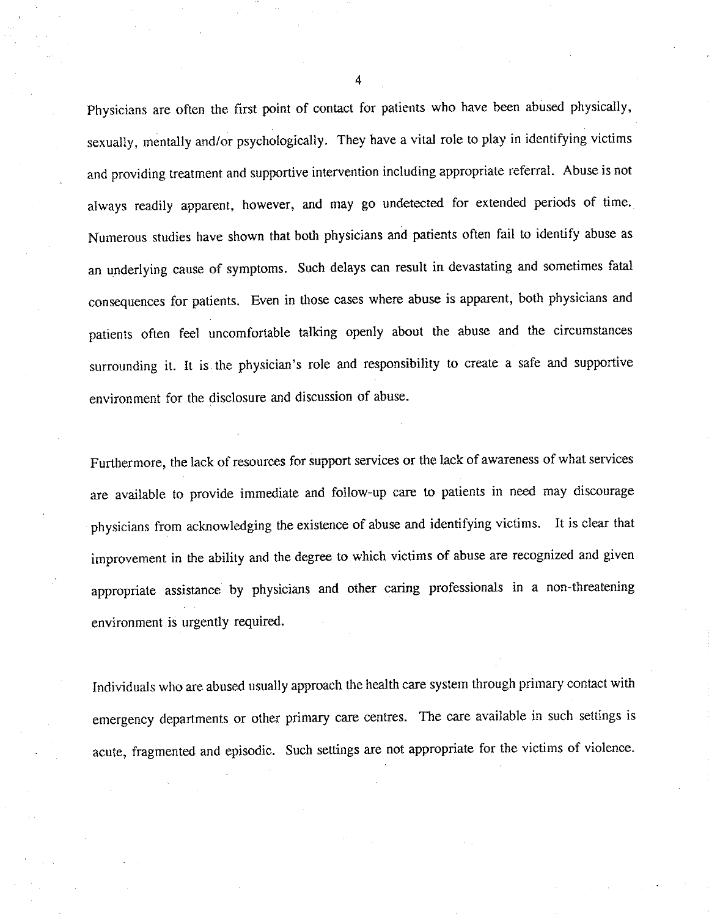Physicians are often the first point of contact for patients who have been abused physically, sexually, mentally and/or psychologically. They have a vital role to play in identifying victims and providing treatment and supportive intervention including appropriate referral. Abuse is not always readily apparent, however, and may go undetected for extended periods of time. Numerous studies have shown that both physicians and patients often fail to identify abuse as an underlying cause of symptoms. Such delays can result in devastating and sometimes fatal consequences for patients. Even in those cases where abuse is apparent, both physicians and patients often feel uncomfortable talking openly about the abuse and the circumstances surrounding it. It is the physician's role and responsibility to create a safe and supportive environment for the disclosure and discussion of abuse.

Furthermore, the lack of resources for support services or the lack of awareness of what services are available to provide immediate and follow-up care to patients in need may discourage physicians from acknowledging the existence of abuse and identifying victims. It is clear that improvement in the ability and the degree to which victims of abuse are recognized and given appropriate assistance by physicians and other caring professionals in a non-threatening environment is urgently required.

Individuals who are abused usually approach the health care system through primary contact with emergency departments or other primary care centres. The care available in such settings is acute, fragmented and episodic. Such settings are not appropriate for the victims of violence.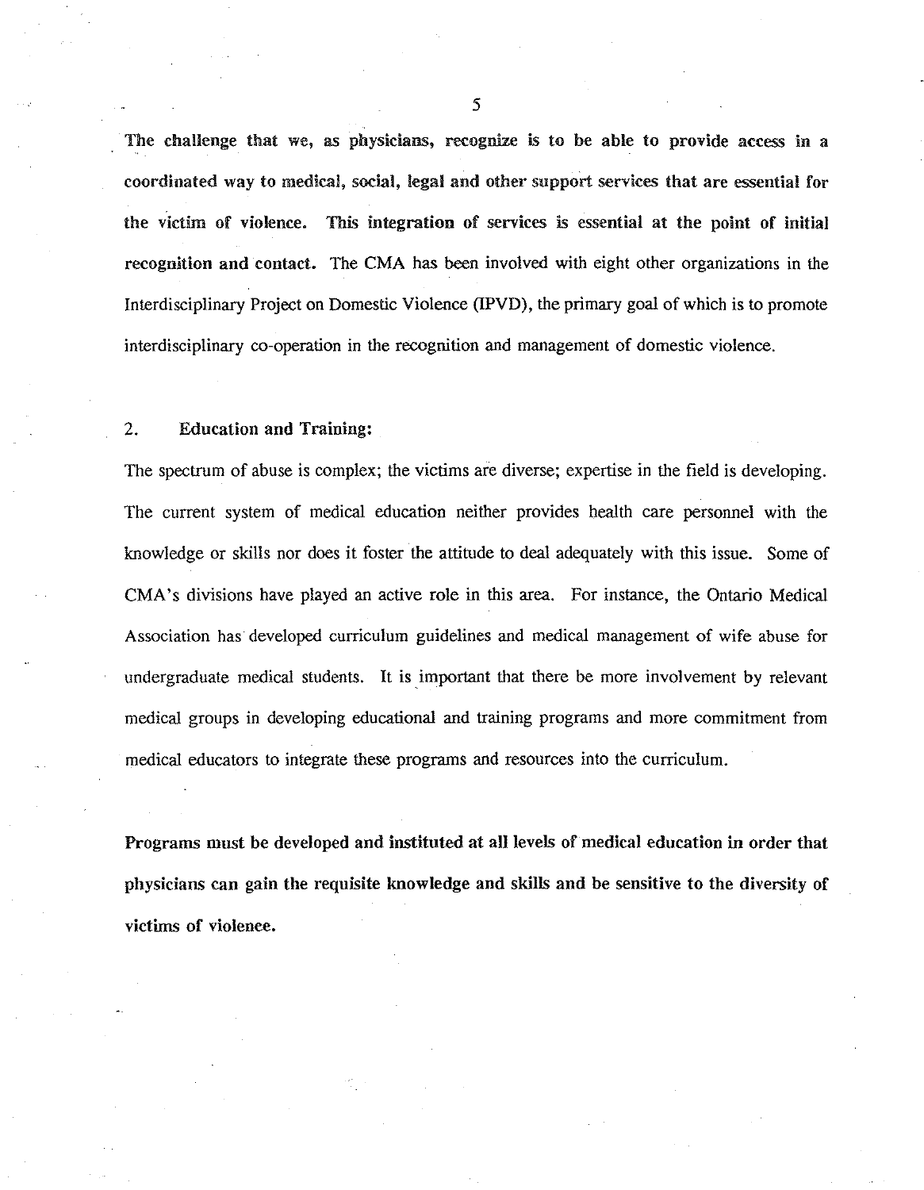**The challenge that we, as physicians, recognize is to be able to provide access in a coordinated way to medical, social, legal and other support services that are essential for the victim of violence. This integration of services is essential at the point of initial recognition and contact.** The CMA has been involved with eight other organizations in the Interdisciplinary Project on Domestic Violence (IPVD), the primary goal of which is to promote interdisciplinary co-operation in the recognition and management of domestic violence.

2. **Education and Training:**

The spectrum of abuse is complex; the victims are diverse; expertise in the field is developing. The current system of medical education neither provides health care personnel with the knowledge or skills nor does it foster the attitude to deal adequately with this issue. Some of CMA's divisions have played an active role in this area. For instance, the Ontario Medical Association has developed curriculum guidelines and medical management of wife abuse for undergraduate medical students. It is important that there be more involvement by relevant medical groups in developing educational and training programs and more commitment from medical educators to integrate these programs and resources into the curriculum.

**Programs must be developed and instituted at all levels of medical education in order that physicians can gain the requisite knowledge and skills and be sensitive to the diversity of victims of violence.**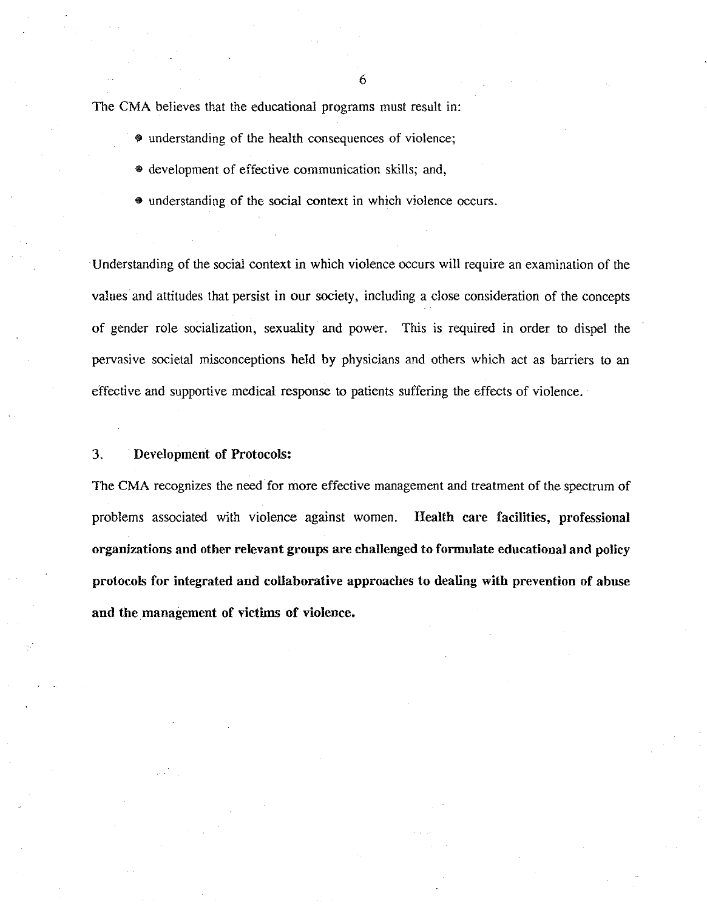The CMA believes that the educational programs must result in:

- understanding of the health consequences of violence;
- development of effective communication skills; and,
- understanding of the social context in which violence occurs.

Understanding of the social context in which violence occurs will require an examination of the values and attitudes that persist in our society, including a close consideration of the concepts of gender role socialization, sexuality and power. This is required in order to dispel the pervasive societal misconceptions held by physicians and others which act as barriers to an effective and supportive medical response to patients suffering the effects of violence.

### 3. Development of Protocols:

The CMA recognizes the need for more effective management and treatment of the spectrum of problems associated with violence against women. **Health care facilities, professional organizations and other relevant groups are challenged to formulate educational and policy protocols for integrated and collaborative approaches to dealing with prevention of abuse and the management of victims of violence.**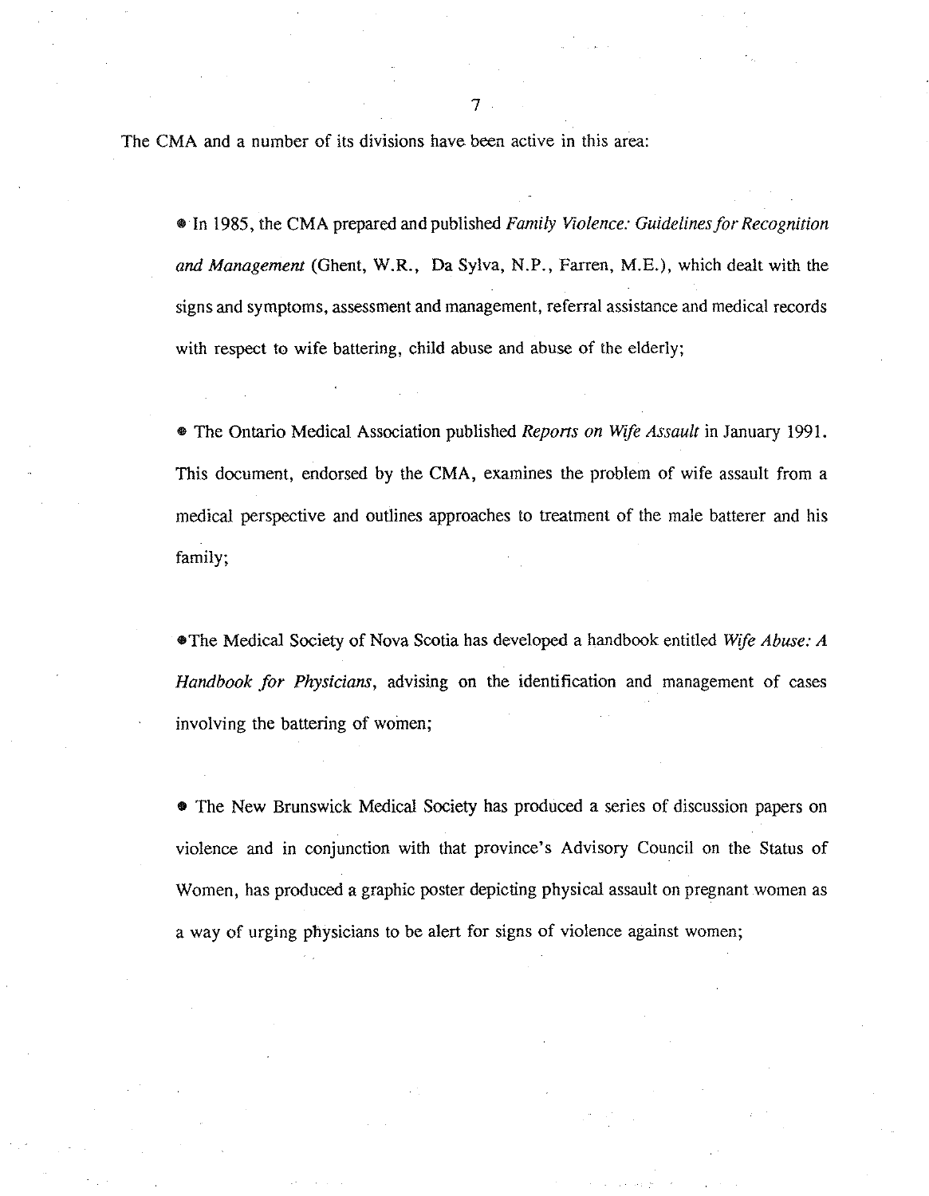The CMA and a number of its divisions have been active in this area:

- In 1985, the CMA prepared and published *Family Violence: Guidelines for Recognition and Management* (Ghent, W.R., Da Sylva, N.P., Farren, M.E.), which dealt with the signs and symptoms, assessment and management, referral assistance and medical records with respect to wife battering, child abuse and abuse of the elderly;

- The Ontario Medical Association published *Reports on Wife Assault* in January 1991. This document, endorsed by the CMA, examines the problem of wife assault from a medical perspective and outlines approaches to treatment of the male batterer and his family;

- The Medical Society of Nova Scotia has developed a handbook entitled *Wife Abuse: A Handbook for Physicians*, advising on the identification and management of cases involving the battering of women;

- The New Brunswick Medical Society has produced a series of discussion papers on violence and in conjunction with that province's Advisory Council on the Status of Women, has produced a graphic poster depicting physical assault on pregnant women as a way of urging physicians to be alert for signs of violence against women;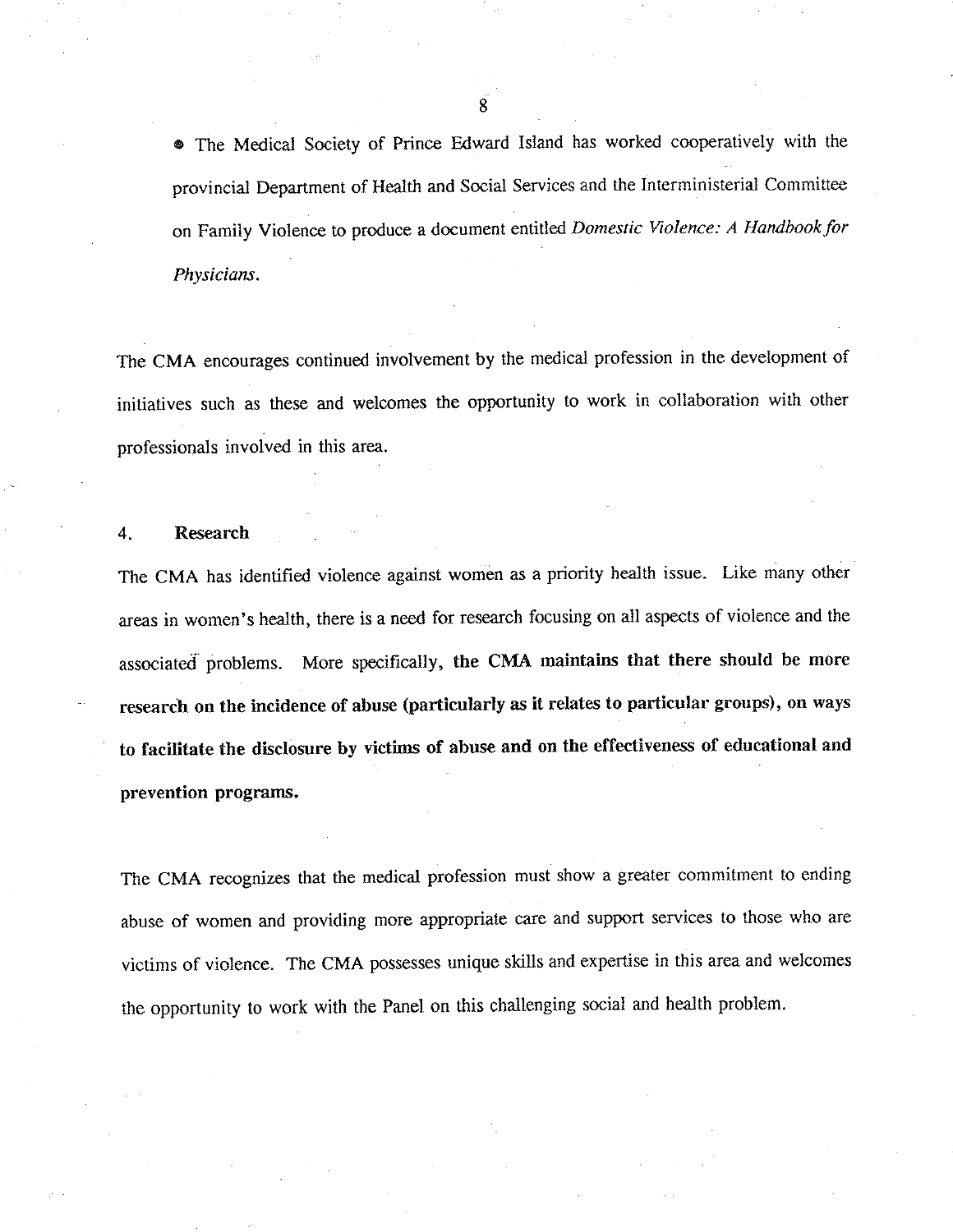- The Medical Society of Prince Edward Island has worked cooperatively with the provincial Department of Health and Social Services and the Interministerial Committee on Family Violence to produce a document entitled *Domestic Violence: A Handbook for Physicians*.

The CMA encourages continued involvement by the medical profession in the development of initiatives such as these and welcomes the opportunity to work in collaboration with other professionals involved in this area.

## 4. Research

The CMA has identified violence against women as a priority health issue. Like many other areas in women's health, there is a need for research focusing on all aspects of violence and the associated problems. More specifically, **the CMA maintains that there should be more research on the incidence of abuse (particularly as it relates to particular groups), on ways to facilitate the disclosure by victims of abuse and on the effectiveness of educational and prevention programs.**

The CMA recognizes that the medical profession must show a greater commitment to ending abuse of women and providing more appropriate care and support services to those who are victims of violence. The CMA possesses unique skills and expertise in this area and welcomes the opportunity to work with the Panel on this challenging social and health problem.